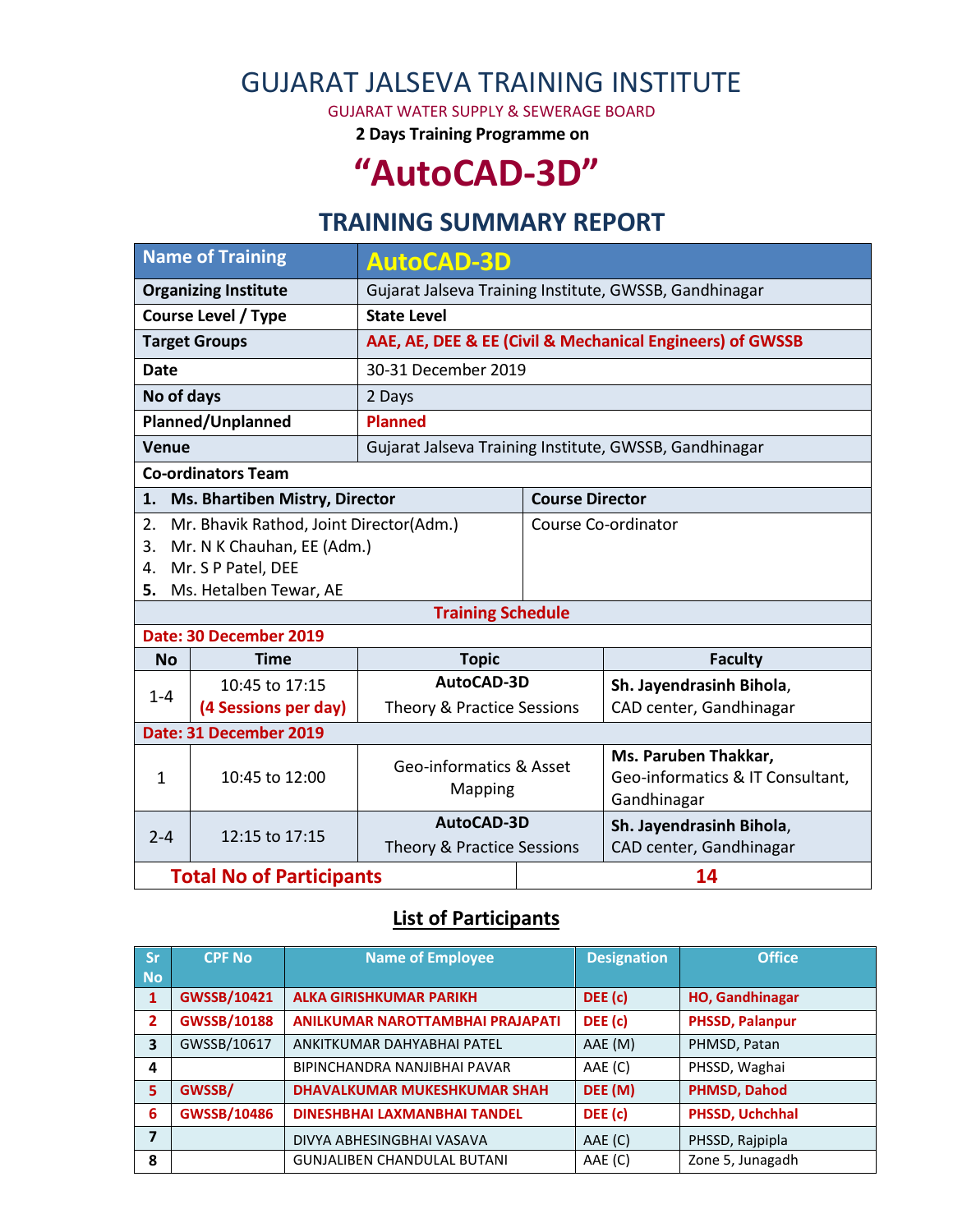# GUJARAT JALSEVA TRAINING INSTITUTE

GUJARAT WATER SUPPLY & SEWERAGE BOARD

**2 Days Training Programme on**

# "AutoCAD-3D"

## TRAINING SUMMARY REPORT

| | |
|---|---|
| **Name of Training** | **AutoCAD-3D** |
| **Organizing Institute** | Gujarat Jalseva Training Institute, GWSSB, Gandhinagar |
| **Course Level / Type** | **State Level** |
| **Target Groups** | **AAE, AE, DEE & EE (Civil & Mechanical Engineers) of GWSSB** |
| **Date** | 30-31 December 2019 |
| **No of days** | 2 Days |
| **Planned/Unplanned** | **Planned** |
| **Venue** | Gujarat Jalseva Training Institute, GWSSB, Gandhinagar |

**Co-ordinators Team**

| | |
|---|---|
| **1. Ms. Bhartiben Mistry, Director** | **Course Director** |
| 2. Mr. Bhavik Rathod, Joint Director(Adm.)<br>3. Mr. N K Chauhan, EE (Adm.)<br>4. Mr. S P Patel, DEE<br>5. Ms. Hetalben Tewar, AE | Course Co-ordinator |

**Training Schedule**

**Date: 30 December 2019**

| No | Time | Topic | Faculty |
|---|---|---|---|
| 1-4 | 10:45 to 17:15 **(4 Sessions per day)** | **AutoCAD-3D** Theory & Practice Sessions | **Sh. Jayendrasinh Bihola**, CAD center, Gandhinagar |

**Date: 31 December 2019**

| No | Time | Topic | Faculty |
|---|---|---|---|
| 1 | 10:45 to 12:00 | Geo-informatics & Asset Mapping | **Ms. Paruben Thakkar,** Geo-informatics & IT Consultant, Gandhinagar |
| 2-4 | 12:15 to 17:15 | **AutoCAD-3D** Theory & Practice Sessions | **Sh. Jayendrasinh Bihola**, CAD center, Gandhinagar |

**Total No of Participants: 14**

## List of Participants

| Sr No | CPF No | Name of Employee | Designation | Office |
|---|---|---|---|---|
| **1** | **GWSSB/10421** | **ALKA GIRISHKUMAR PARIKH** | **DEE (c)** | **HO, Gandhinagar** |
| **2** | **GWSSB/10188** | **ANILKUMAR NAROTTAMBHAI PRAJAPATI** | **DEE (c)** | **PHSSD, Palanpur** |
| **3** | GWSSB/10617 | ANKITKUMAR DAHYABHAI PATEL | AAE (M) | PHMSD, Patan |
| **4** | | BIPINCHANDRA NANJIBHAI PAVAR | AAE (C) | PHSSD, Waghai |
| **5** | **GWSSB/** | **DHAVALKUMAR MUKESHKUMAR SHAH** | **DEE (M)** | **PHMSD, Dahod** |
| **6** | **GWSSB/10486** | **DINESHBHAI LAXMANBHAI TANDEL** | **DEE (c)** | **PHSSD, Uchchhal** |
| **7** | | DIVYA ABHESINGBHAI VASAVA | AAE (C) | PHSSD, Rajpipla |
| **8** | | GUNJALIBEN CHANDULAL BUTANI | AAE (C) | Zone 5, Junagadh |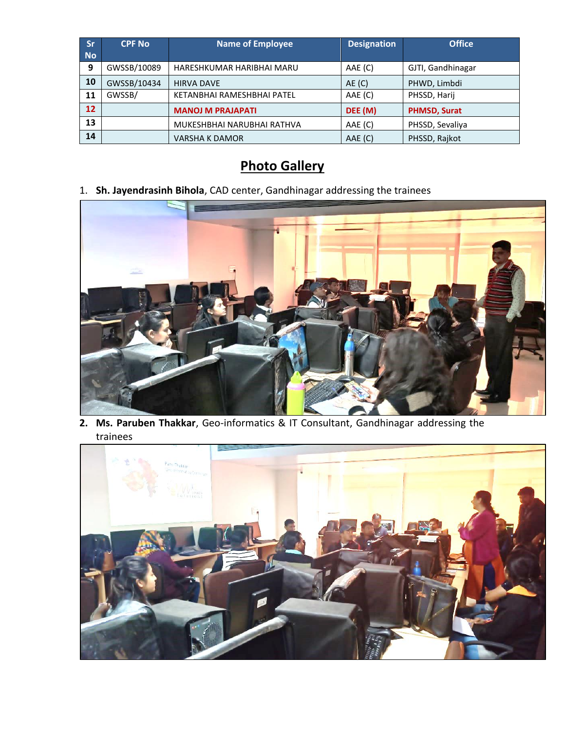| Sr No | CPF No | Name of Employee | Designation | Office |
|---|---|---|---|---|
| 9 | GWSSB/10089 | HARESHKUMAR HARIBHAI MARU | AAE (C) | GJTI, Gandhinagar |
| 10 | GWSSB/10434 | HIRVA DAVE | AE (C) | PHWD, Limbdi |
| 11 | GWSSB/ | KETANBHAI RAMESHBHAI PATEL | AAE (C) | PHSSD, Harij |
| 12 | | **MANOJ M PRAJAPATI** | **DEE (M)** | **PHMSD, Surat** |
| 13 | | MUKESHBHAI NARUBHAI RATHVA | AAE (C) | PHSSD, Sevaliya |
| 14 | | VARSHA K DAMOR | AAE (C) | PHSSD, Rajkot |

# Photo Gallery

1. **Sh. Jayendrasinh Bihola**, CAD center, Gandhinagar addressing the trainees

2. **Ms. Paruben Thakkar**, Geo-informatics & IT Consultant, Gandhinagar addressing the trainees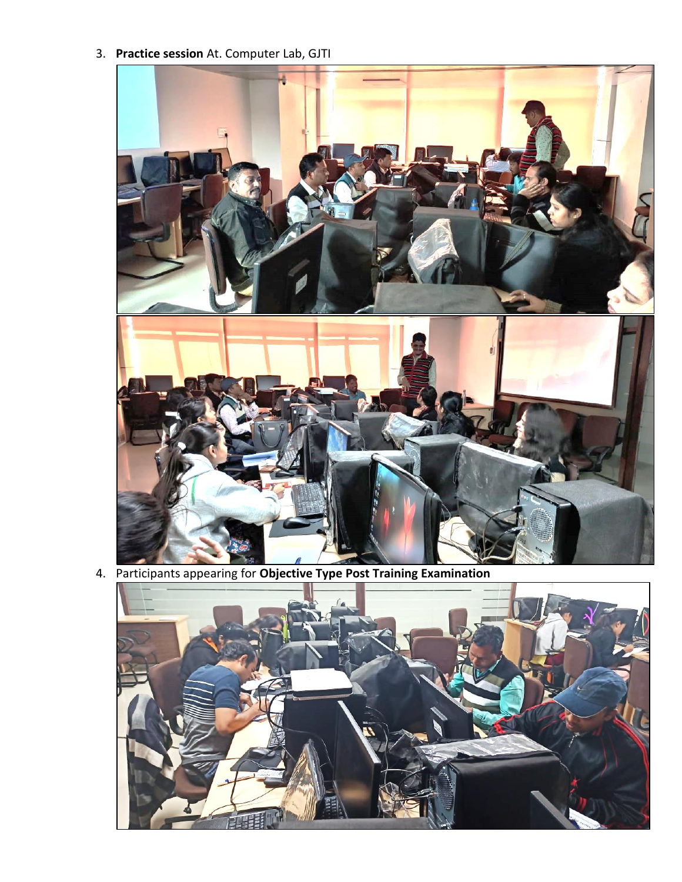3. **Practice session** At. Computer Lab, GJTI

4. Participants appearing for **Objective Type Post Training Examination**